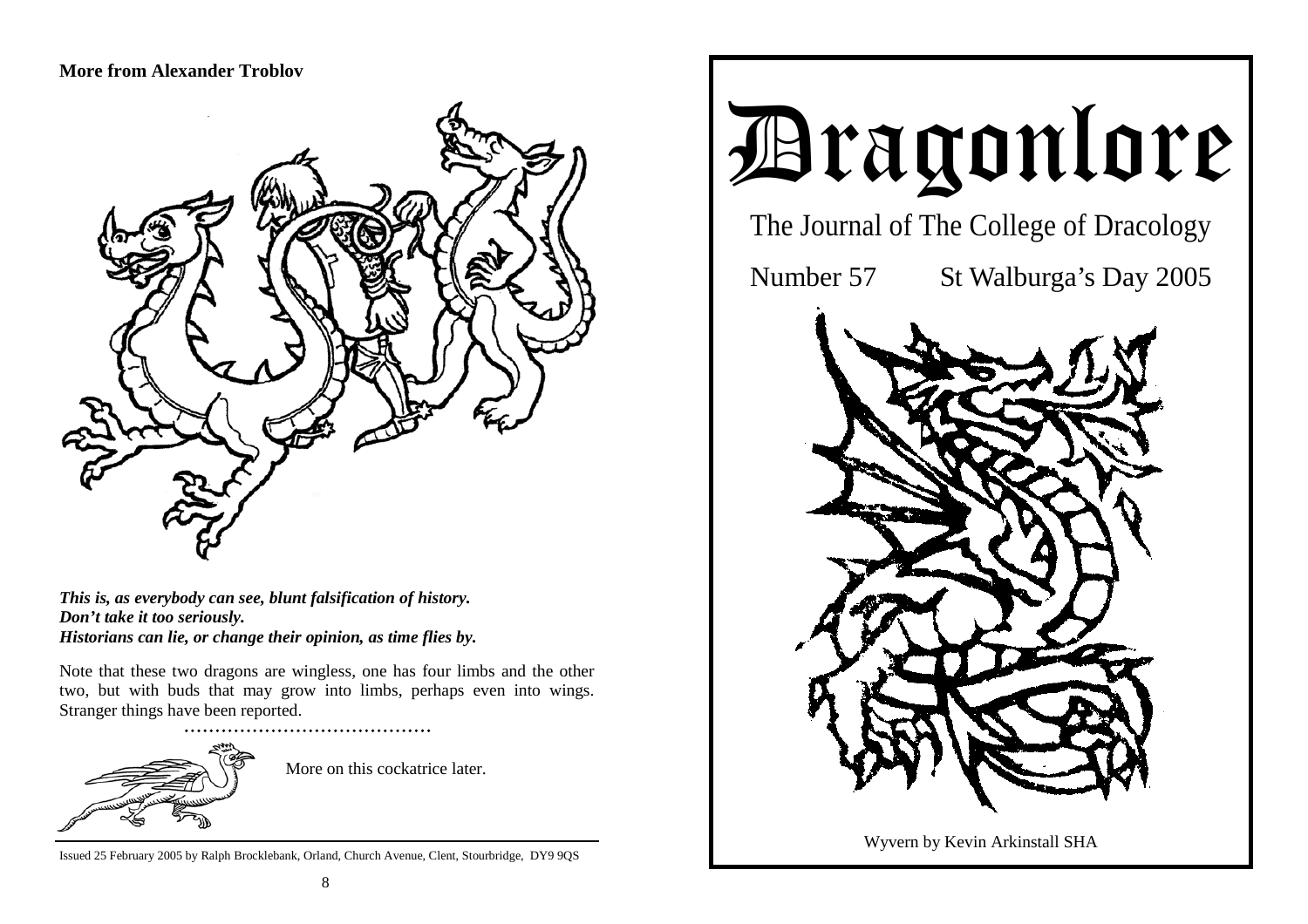**More from Alexander Troblov**

***This is, as everybody can see, blunt falsification of history.***
***Don't take it too seriously.***
***Historians can lie, or change their opinion, as time flies by.***

Note that these two dragons are wingless, one has four limbs and the other two, but with buds that may grow into limbs, perhaps even into wings. Stranger things have been reported.

More on this cockatrice later.

Issued 25 February 2005 by Ralph Brocklebank, Orland, Church Avenue, Clent, Stourbridge, DY9 9QS

# Dragonlore

The Journal of The College of Dracology

Number 57 St Walburga's Day 2005

Wyvern by Kevin Arkinstall SHA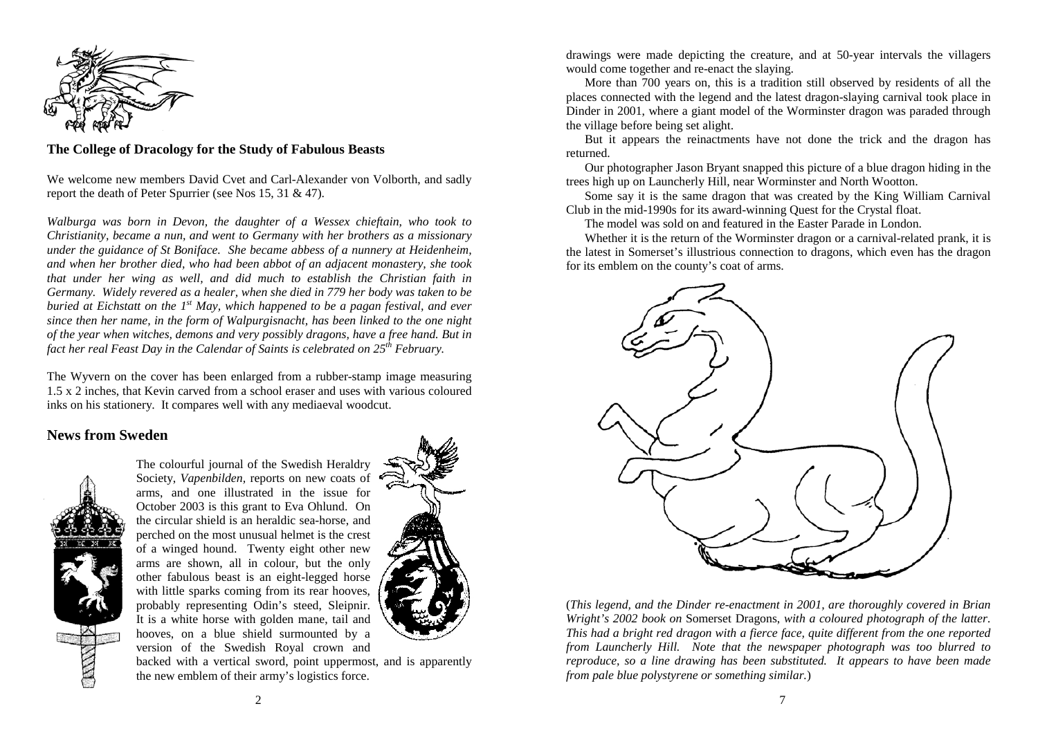## The College of Dracology for the Study of Fabulous Beasts

We welcome new members David Cvet and Carl-Alexander von Volborth, and sadly report the death of Peter Spurrier (see Nos 15, 31 & 47).

*Walburga was born in Devon, the daughter of a Wessex chieftain, who took to Christianity, became a nun, and went to Germany with her brothers as a missionary under the guidance of St Boniface. She became abbess of a nunnery at Heidenheim, and when her brother died, who had been abbot of an adjacent monastery, she took that under her wing as well, and did much to establish the Christian faith in Germany. Widely revered as a healer, when she died in 779 her body was taken to be buried at Eichstatt on the 1st May, which happened to be a pagan festival, and ever since then her name, in the form of Walpurgisnacht, has been linked to the one night of the year when witches, demons and very possibly dragons, have a free hand. But in fact her real Feast Day in the Calendar of Saints is celebrated on 25th February.*

The Wyvern on the cover has been enlarged from a rubber-stamp image measuring 1.5 x 2 inches, that Kevin carved from a school eraser and uses with various coloured inks on his stationery. It compares well with any mediaeval woodcut.

## News from Sweden

The colourful journal of the Swedish Heraldry Society, *Vapenbilden*, reports on new coats of arms, and one illustrated in the issue for October 2003 is this grant to Eva Ohlund. On the circular shield is an heraldic sea-horse, and perched on the most unusual helmet is the crest of a winged hound. Twenty eight other new arms are shown, all in colour, but the only other fabulous beast is an eight-legged horse with little sparks coming from its rear hooves, probably representing Odin's steed, Sleipnir. It is a white horse with golden mane, tail and hooves, on a blue shield surmounted by a version of the Swedish Royal crown and backed with a vertical sword, point uppermost, and is apparently the new emblem of their army's logistics force.

drawings were made depicting the creature, and at 50-year intervals the villagers would come together and re-enact the slaying.

More than 700 years on, this is a tradition still observed by residents of all the places connected with the legend and the latest dragon-slaying carnival took place in Dinder in 2001, where a giant model of the Worminster dragon was paraded through the village before being set alight.

But it appears the reinactments have not done the trick and the dragon has returned.

Our photographer Jason Bryant snapped this picture of a blue dragon hiding in the trees high up on Launcherly Hill, near Worminster and North Wootton.

Some say it is the same dragon that was created by the King William Carnival Club in the mid-1990s for its award-winning Quest for the Crystal float.

The model was sold on and featured in the Easter Parade in London.

Whether it is the return of the Worminster dragon or a carnival-related prank, it is the latest in Somerset's illustrious connection to dragons, which even has the dragon for its emblem on the county's coat of arms.

(*This legend, and the Dinder re-enactment in 2001, are thoroughly covered in Brian Wright's 2002 book on* Somerset Dragons, *with a coloured photograph of the latter. This had a bright red dragon with a fierce face, quite different from the one reported from Launcherly Hill. Note that the newspaper photograph was too blurred to reproduce, so a line drawing has been substituted. It appears to have been made from pale blue polystyrene or something similar.*)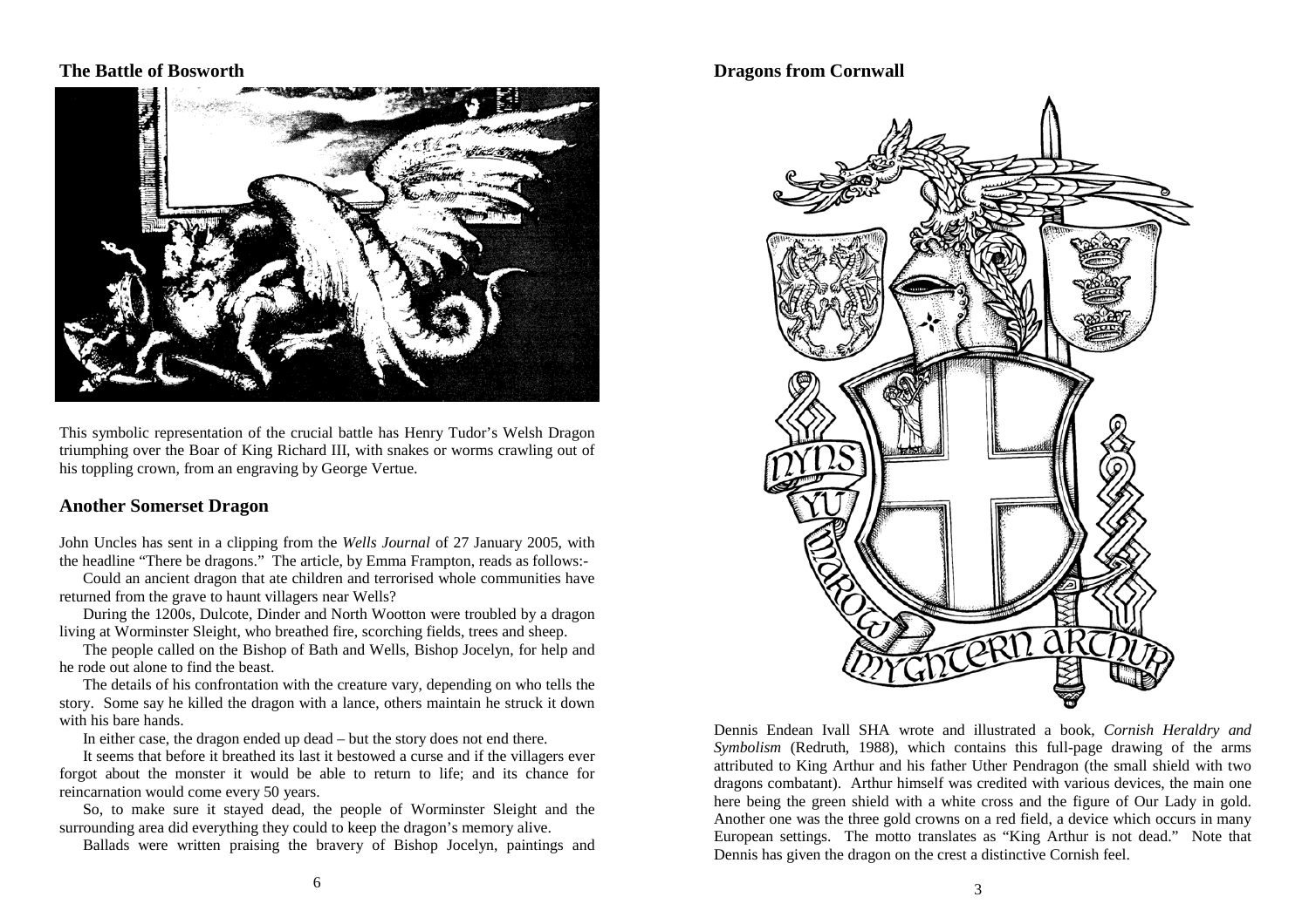## The Battle of Bosworth

This symbolic representation of the crucial battle has Henry Tudor's Welsh Dragon triumphing over the Boar of King Richard III, with snakes or worms crawling out of his toppling crown, from an engraving by George Vertue.

## Another Somerset Dragon

John Uncles has sent in a clipping from the *Wells Journal* of 27 January 2005, with the headline "There be dragons." The article, by Emma Frampton, reads as follows:-

Could an ancient dragon that ate children and terrorised whole communities have returned from the grave to haunt villagers near Wells?

During the 1200s, Dulcote, Dinder and North Wootton were troubled by a dragon living at Worminster Sleight, who breathed fire, scorching fields, trees and sheep.

The people called on the Bishop of Bath and Wells, Bishop Jocelyn, for help and he rode out alone to find the beast.

The details of his confrontation with the creature vary, depending on who tells the story. Some say he killed the dragon with a lance, others maintain he struck it down with his bare hands.

In either case, the dragon ended up dead – but the story does not end there.

It seems that before it breathed its last it bestowed a curse and if the villagers ever forgot about the monster it would be able to return to life; and its chance for reincarnation would come every 50 years.

So, to make sure it stayed dead, the people of Worminster Sleight and the surrounding area did everything they could to keep the dragon's memory alive.

Ballads were written praising the bravery of Bishop Jocelyn, paintings and

## Dragons from Cornwall

Dennis Endean Ivall SHA wrote and illustrated a book, *Cornish Heraldry and Symbolism* (Redruth, 1988), which contains this full-page drawing of the arms attributed to King Arthur and his father Uther Pendragon (the small shield with two dragons combatant). Arthur himself was credited with various devices, the main one here being the green shield with a white cross and the figure of Our Lady in gold. Another one was the three gold crowns on a red field, a device which occurs in many European settings. The motto translates as "King Arthur is not dead." Note that Dennis has given the dragon on the crest a distinctive Cornish feel.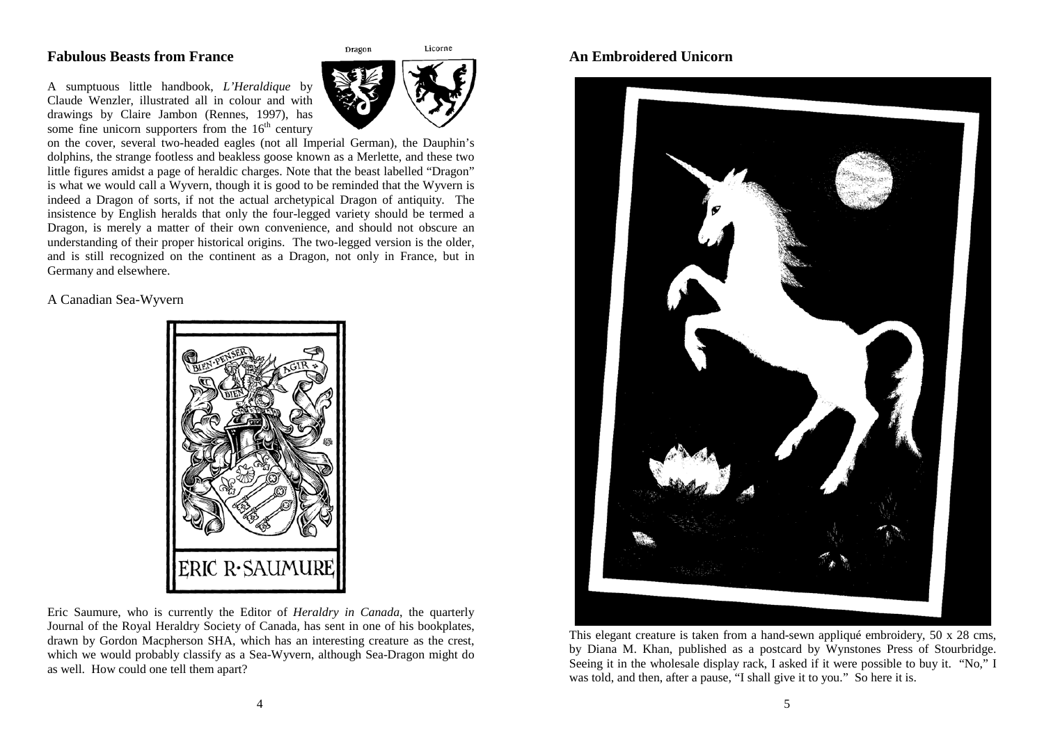## Fabulous Beasts from France

A sumptuous little handbook, *L'Heraldique* by Claude Wenzler, illustrated all in colour and with drawings by Claire Jambon (Rennes, 1997), has some fine unicorn supporters from the 16th century on the cover, several two-headed eagles (not all Imperial German), the Dauphin's dolphins, the strange footless and beakless goose known as a Merlette, and these two little figures amidst a page of heraldic charges. Note that the beast labelled "Dragon" is what we would call a Wyvern, though it is good to be reminded that the Wyvern is indeed a Dragon of sorts, if not the actual archetypical Dragon of antiquity. The insistence by English heralds that only the four-legged variety should be termed a Dragon, is merely a matter of their own convenience, and should not obscure an understanding of their proper historical origins. The two-legged version is the older, and is still recognized on the continent as a Dragon, not only in France, but in Germany and elsewhere.

Dragon

Licorne

A Canadian Sea-Wyvern

BIEN-PENSER BIEN AGIR

ERIC R·SAUMURE

Eric Saumure, who is currently the Editor of *Heraldry in Canada*, the quarterly Journal of the Royal Heraldry Society of Canada, has sent in one of his bookplates, drawn by Gordon Macpherson SHA, which has an interesting creature as the crest, which we would probably classify as a Sea-Wyvern, although Sea-Dragon might do as well. How could one tell them apart?

## An Embroidered Unicorn

This elegant creature is taken from a hand-sewn appliqué embroidery, 50 x 28 cms, by Diana M. Khan, published as a postcard by Wynstones Press of Stourbridge. Seeing it in the wholesale display rack, I asked if it were possible to buy it. "No," I was told, and then, after a pause, "I shall give it to you." So here it is.